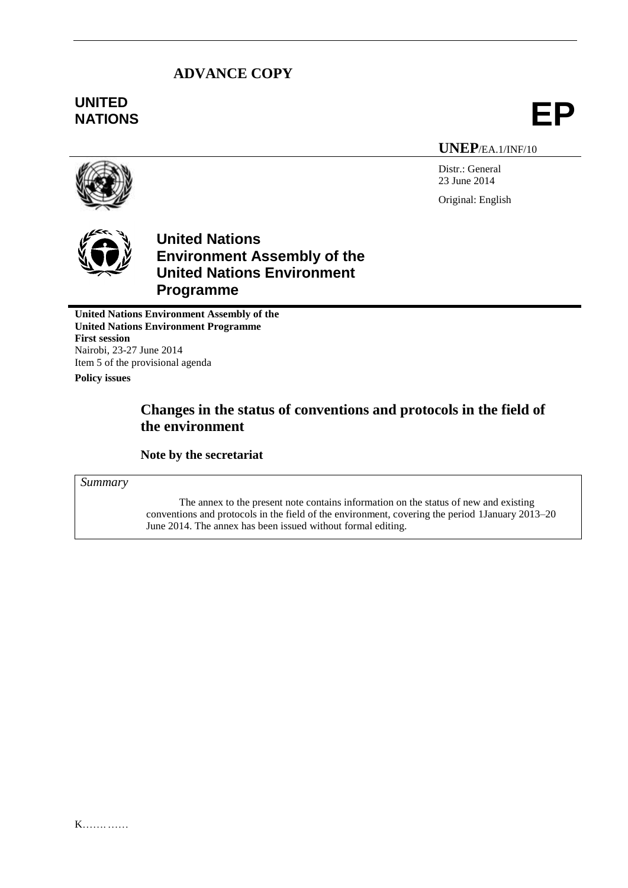**ADVANCE COPY**

**UNITED NATIONS**

**EP**

**UNEP**/EA.1/INF/10

Distr.: General
23 June 2014

Original: English

# United Nations Environment Assembly of the United Nations Environment Programme

**United Nations Environment Assembly of the United Nations Environment Programme**
**First session**
Nairobi, 23-27 June 2014
Item 5 of the provisional agenda
**Policy issues**

## Changes in the status of conventions and protocols in the field of the environment

### Note by the secretariat

*Summary*

The annex to the present note contains information on the status of new and existing conventions and protocols in the field of the environment, covering the period 1January 2013–20 June 2014. The annex has been issued without formal editing.

K…………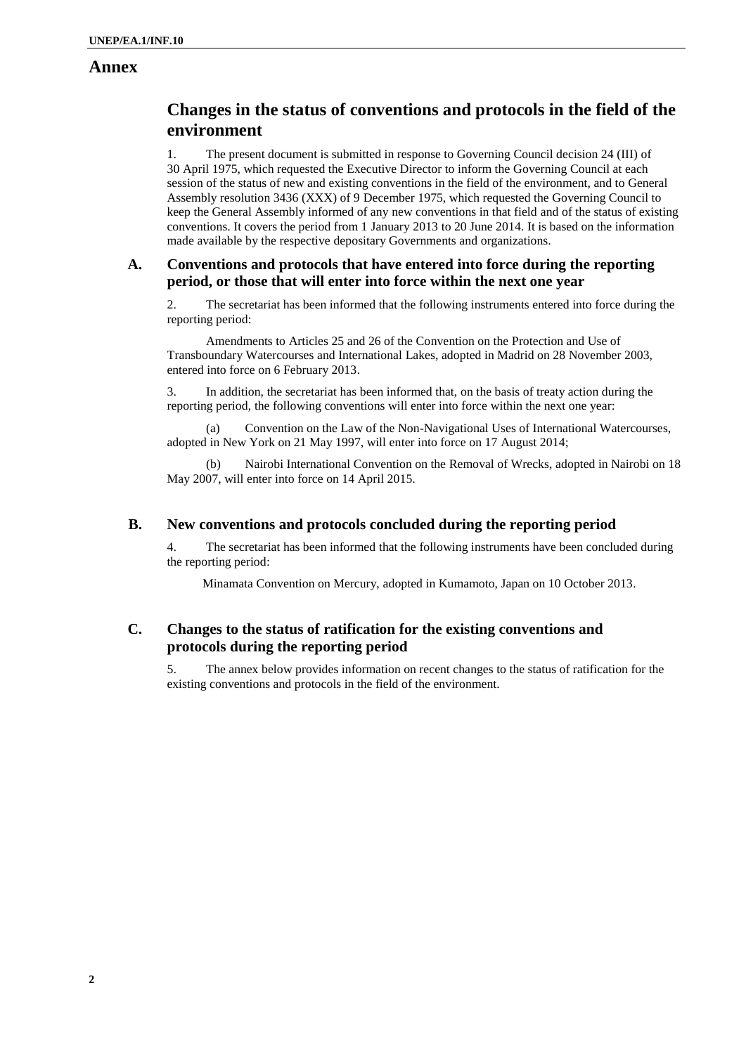# Annex

## Changes in the status of conventions and protocols in the field of the environment

1. The present document is submitted in response to Governing Council decision 24 (III) of 30 April 1975, which requested the Executive Director to inform the Governing Council at each session of the status of new and existing conventions in the field of the environment, and to General Assembly resolution 3436 (XXX) of 9 December 1975, which requested the Governing Council to keep the General Assembly informed of any new conventions in that field and of the status of existing conventions. It covers the period from 1 January 2013 to 20 June 2014. It is based on the information made available by the respective depositary Governments and organizations.

### A. Conventions and protocols that have entered into force during the reporting period, or those that will enter into force within the next one year

2. The secretariat has been informed that the following instruments entered into force during the reporting period:

Amendments to Articles 25 and 26 of the Convention on the Protection and Use of Transboundary Watercourses and International Lakes, adopted in Madrid on 28 November 2003, entered into force on 6 February 2013.

3. In addition, the secretariat has been informed that, on the basis of treaty action during the reporting period, the following conventions will enter into force within the next one year:

(a) Convention on the Law of the Non-Navigational Uses of International Watercourses, adopted in New York on 21 May 1997, will enter into force on 17 August 2014;

(b) Nairobi International Convention on the Removal of Wrecks, adopted in Nairobi on 18 May 2007, will enter into force on 14 April 2015.

### B. New conventions and protocols concluded during the reporting period

4. The secretariat has been informed that the following instruments have been concluded during the reporting period:

Minamata Convention on Mercury, adopted in Kumamoto, Japan on 10 October 2013.

### C. Changes to the status of ratification for the existing conventions and protocols during the reporting period

5. The annex below provides information on recent changes to the status of ratification for the existing conventions and protocols in the field of the environment.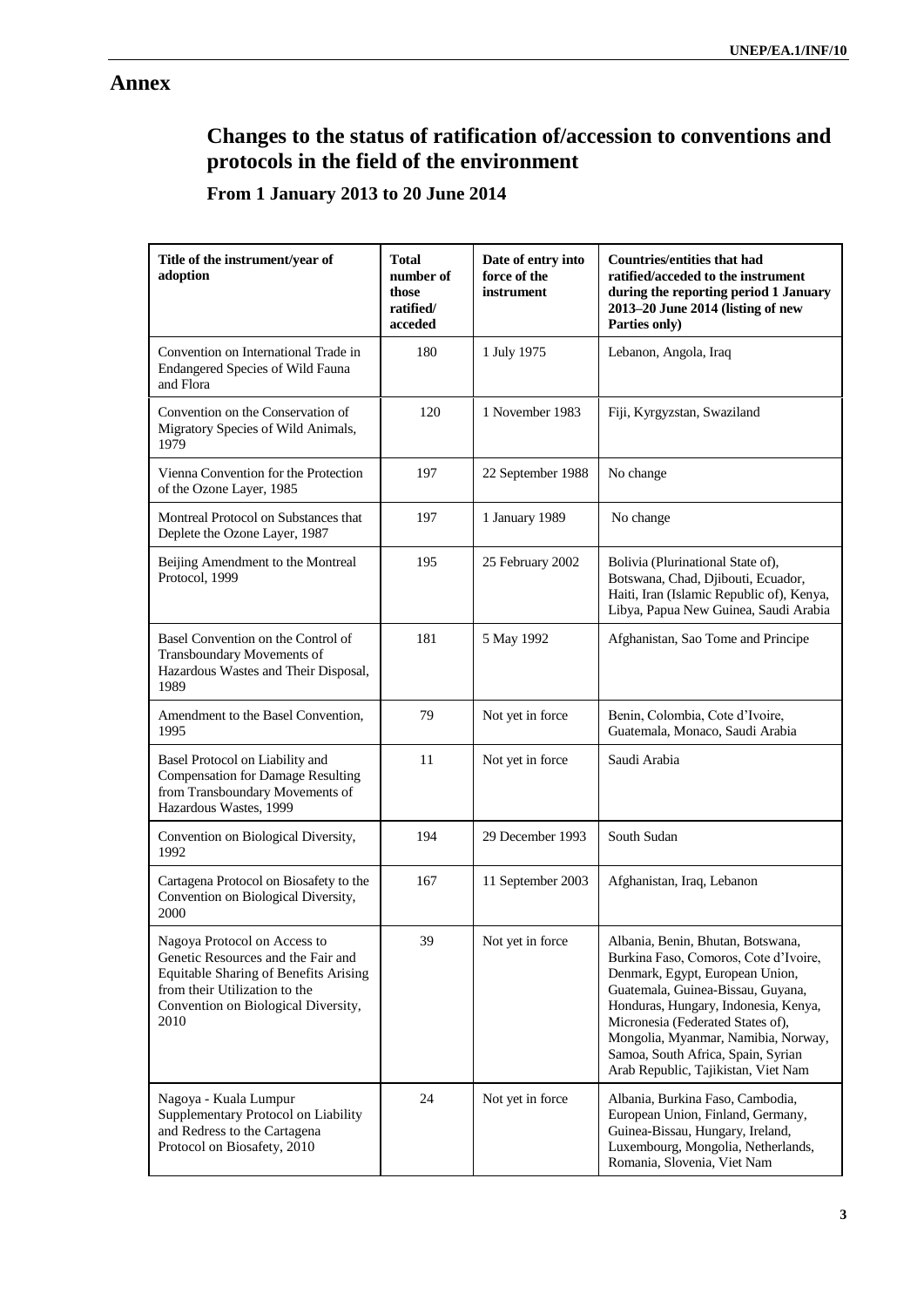# Annex

## Changes to the status of ratification of/accession to conventions and protocols in the field of the environment

### From 1 January 2013 to 20 June 2014

| Title of the instrument/year of adoption | Total number of those ratified/ acceded | Date of entry into force of the instrument | Countries/entities that had ratified/acceded to the instrument during the reporting period 1 January 2013–20 June 2014 (listing of new Parties only) |
|---|---|---|---|
| Convention on International Trade in Endangered Species of Wild Fauna and Flora | 180 | 1 July 1975 | Lebanon, Angola, Iraq |
| Convention on the Conservation of Migratory Species of Wild Animals, 1979 | 120 | 1 November 1983 | Fiji, Kyrgyzstan, Swaziland |
| Vienna Convention for the Protection of the Ozone Layer, 1985 | 197 | 22 September 1988 | No change |
| Montreal Protocol on Substances that Deplete the Ozone Layer, 1987 | 197 | 1 January 1989 | No change |
| Beijing Amendment to the Montreal Protocol, 1999 | 195 | 25 February 2002 | Bolivia (Plurinational State of), Botswana, Chad, Djibouti, Ecuador, Haiti, Iran (Islamic Republic of), Kenya, Libya, Papua New Guinea, Saudi Arabia |
| Basel Convention on the Control of Transboundary Movements of Hazardous Wastes and Their Disposal, 1989 | 181 | 5 May 1992 | Afghanistan, Sao Tome and Principe |
| Amendment to the Basel Convention, 1995 | 79 | Not yet in force | Benin, Colombia, Cote d'Ivoire, Guatemala, Monaco, Saudi Arabia |
| Basel Protocol on Liability and Compensation for Damage Resulting from Transboundary Movements of Hazardous Wastes, 1999 | 11 | Not yet in force | Saudi Arabia |
| Convention on Biological Diversity, 1992 | 194 | 29 December 1993 | South Sudan |
| Cartagena Protocol on Biosafety to the Convention on Biological Diversity, 2000 | 167 | 11 September 2003 | Afghanistan, Iraq, Lebanon |
| Nagoya Protocol on Access to Genetic Resources and the Fair and Equitable Sharing of Benefits Arising from their Utilization to the Convention on Biological Diversity, 2010 | 39 | Not yet in force | Albania, Benin, Bhutan, Botswana, Burkina Faso, Comoros, Cote d'Ivoire, Denmark, Egypt, European Union, Guatemala, Guinea-Bissau, Guyana, Honduras, Hungary, Indonesia, Kenya, Micronesia (Federated States of), Mongolia, Myanmar, Namibia, Norway, Samoa, South Africa, Spain, Syrian Arab Republic, Tajikistan, Viet Nam |
| Nagoya - Kuala Lumpur Supplementary Protocol on Liability and Redress to the Cartagena Protocol on Biosafety, 2010 | 24 | Not yet in force | Albania, Burkina Faso, Cambodia, European Union, Finland, Germany, Guinea-Bissau, Hungary, Ireland, Luxembourg, Mongolia, Netherlands, Romania, Slovenia, Viet Nam |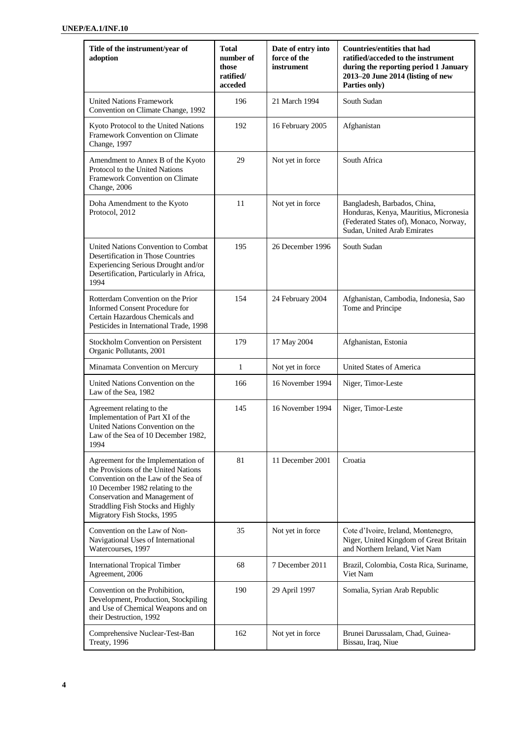| Title of the instrument/year of adoption | Total number of those ratified/ acceded | Date of entry into force of the instrument | Countries/entities that had ratified/acceded to the instrument during the reporting period 1 January 2013–20 June 2014 (listing of new Parties only) |
| --- | --- | --- | --- |
| United Nations Framework Convention on Climate Change, 1992 | 196 | 21 March 1994 | South Sudan |
| Kyoto Protocol to the United Nations Framework Convention on Climate Change, 1997 | 192 | 16 February 2005 | Afghanistan |
| Amendment to Annex B of the Kyoto Protocol to the United Nations Framework Convention on Climate Change, 2006 | 29 | Not yet in force | South Africa |
| Doha Amendment to the Kyoto Protocol, 2012 | 11 | Not yet in force | Bangladesh, Barbados, China, Honduras, Kenya, Mauritius, Micronesia (Federated States of), Monaco, Norway, Sudan, United Arab Emirates |
| United Nations Convention to Combat Desertification in Those Countries Experiencing Serious Drought and/or Desertification, Particularly in Africa, 1994 | 195 | 26 December 1996 | South Sudan |
| Rotterdam Convention on the Prior Informed Consent Procedure for Certain Hazardous Chemicals and Pesticides in International Trade, 1998 | 154 | 24 February 2004 | Afghanistan, Cambodia, Indonesia, Sao Tome and Principe |
| Stockholm Convention on Persistent Organic Pollutants, 2001 | 179 | 17 May 2004 | Afghanistan, Estonia |
| Minamata Convention on Mercury | 1 | Not yet in force | United States of America |
| United Nations Convention on the Law of the Sea, 1982 | 166 | 16 November 1994 | Niger, Timor-Leste |
| Agreement relating to the Implementation of Part XI of the United Nations Convention on the Law of the Sea of 10 December 1982, 1994 | 145 | 16 November 1994 | Niger, Timor-Leste |
| Agreement for the Implementation of the Provisions of the United Nations Convention on the Law of the Sea of 10 December 1982 relating to the Conservation and Management of Straddling Fish Stocks and Highly Migratory Fish Stocks, 1995 | 81 | 11 December 2001 | Croatia |
| Convention on the Law of Non-Navigational Uses of International Watercourses, 1997 | 35 | Not yet in force | Cote d'Ivoire, Ireland, Montenegro, Niger, United Kingdom of Great Britain and Northern Ireland, Viet Nam |
| International Tropical Timber Agreement, 2006 | 68 | 7 December 2011 | Brazil, Colombia, Costa Rica, Suriname, Viet Nam |
| Convention on the Prohibition, Development, Production, Stockpiling and Use of Chemical Weapons and on their Destruction, 1992 | 190 | 29 April 1997 | Somalia, Syrian Arab Republic |
| Comprehensive Nuclear-Test-Ban Treaty, 1996 | 162 | Not yet in force | Brunei Darussalam, Chad, Guinea-Bissau, Iraq, Niue |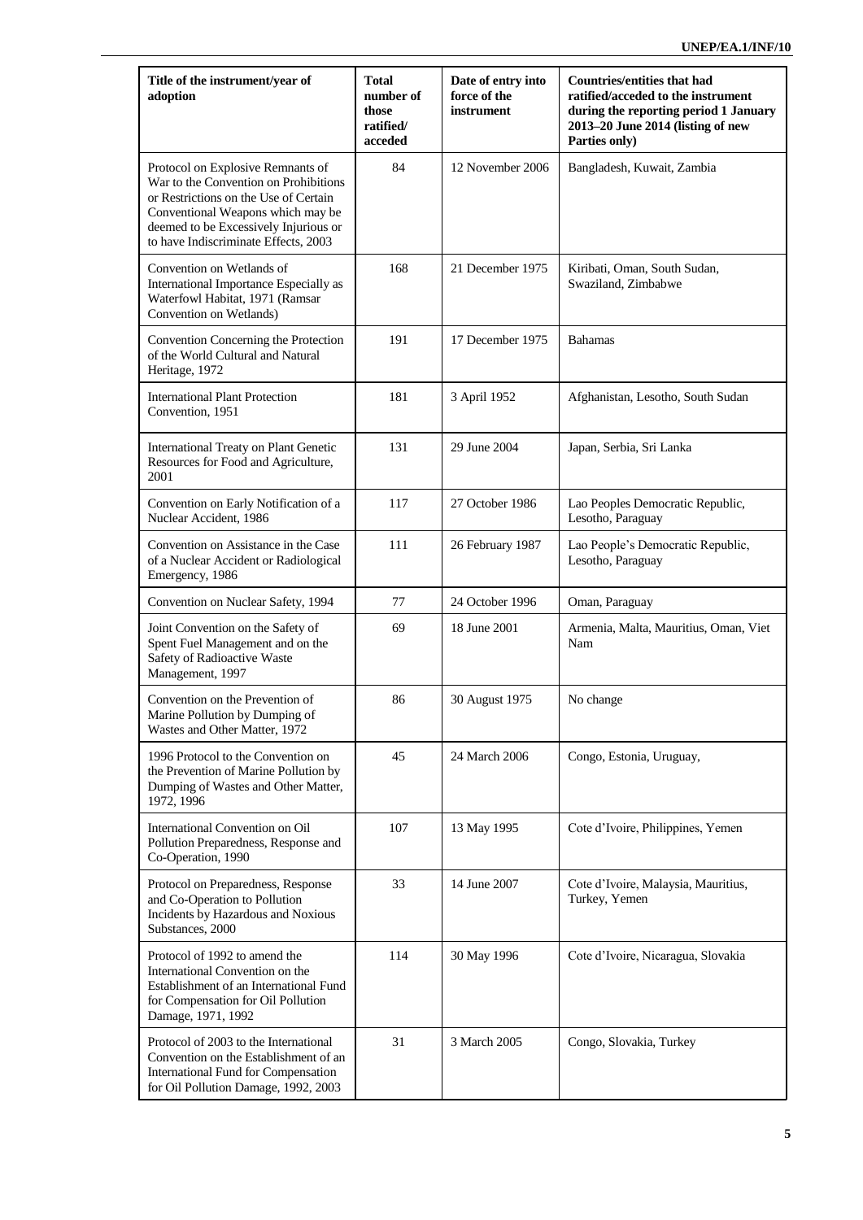| Title of the instrument/year of adoption | Total number of those ratified/ acceded | Date of entry into force of the instrument | Countries/entities that had ratified/acceded to the instrument during the reporting period 1 January 2013–20 June 2014 (listing of new Parties only) |
|---|---|---|---|
| Protocol on Explosive Remnants of War to the Convention on Prohibitions or Restrictions on the Use of Certain Conventional Weapons which may be deemed to be Excessively Injurious or to have Indiscriminate Effects, 2003 | 84 | 12 November 2006 | Bangladesh, Kuwait, Zambia |
| Convention on Wetlands of International Importance Especially as Waterfowl Habitat, 1971 (Ramsar Convention on Wetlands) | 168 | 21 December 1975 | Kiribati, Oman, South Sudan, Swaziland, Zimbabwe |
| Convention Concerning the Protection of the World Cultural and Natural Heritage, 1972 | 191 | 17 December 1975 | Bahamas |
| International Plant Protection Convention, 1951 | 181 | 3 April 1952 | Afghanistan, Lesotho, South Sudan |
| International Treaty on Plant Genetic Resources for Food and Agriculture, 2001 | 131 | 29 June 2004 | Japan, Serbia, Sri Lanka |
| Convention on Early Notification of a Nuclear Accident, 1986 | 117 | 27 October 1986 | Lao Peoples Democratic Republic, Lesotho, Paraguay |
| Convention on Assistance in the Case of a Nuclear Accident or Radiological Emergency, 1986 | 111 | 26 February 1987 | Lao People's Democratic Republic, Lesotho, Paraguay |
| Convention on Nuclear Safety, 1994 | 77 | 24 October 1996 | Oman, Paraguay |
| Joint Convention on the Safety of Spent Fuel Management and on the Safety of Radioactive Waste Management, 1997 | 69 | 18 June 2001 | Armenia, Malta, Mauritius, Oman, Viet Nam |
| Convention on the Prevention of Marine Pollution by Dumping of Wastes and Other Matter, 1972 | 86 | 30 August 1975 | No change |
| 1996 Protocol to the Convention on the Prevention of Marine Pollution by Dumping of Wastes and Other Matter, 1972, 1996 | 45 | 24 March 2006 | Congo, Estonia, Uruguay, |
| International Convention on Oil Pollution Preparedness, Response and Co-Operation, 1990 | 107 | 13 May 1995 | Cote d'Ivoire, Philippines, Yemen |
| Protocol on Preparedness, Response and Co-Operation to Pollution Incidents by Hazardous and Noxious Substances, 2000 | 33 | 14 June 2007 | Cote d'Ivoire, Malaysia, Mauritius, Turkey, Yemen |
| Protocol of 1992 to amend the International Convention on the Establishment of an International Fund for Compensation for Oil Pollution Damage, 1971, 1992 | 114 | 30 May 1996 | Cote d'Ivoire, Nicaragua, Slovakia |
| Protocol of 2003 to the International Convention on the Establishment of an International Fund for Compensation for Oil Pollution Damage, 1992, 2003 | 31 | 3 March 2005 | Congo, Slovakia, Turkey |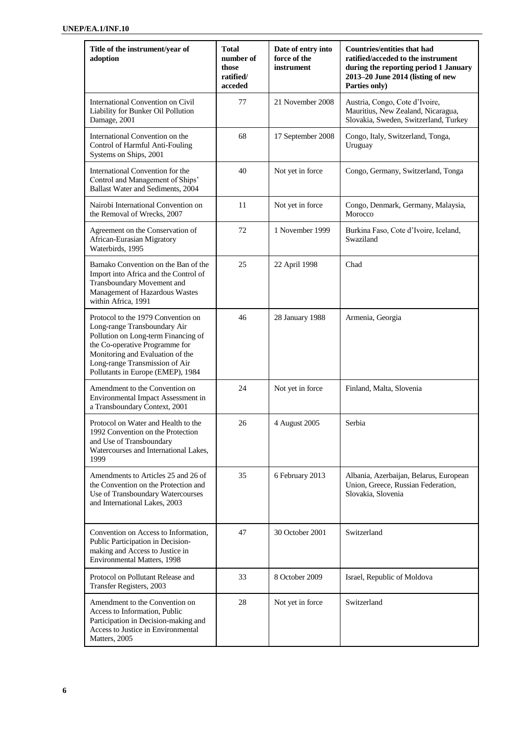| Title of the instrument/year of adoption | Total number of those ratified/ acceded | Date of entry into force of the instrument | Countries/entities that had ratified/acceded to the instrument during the reporting period 1 January 2013–20 June 2014 (listing of new Parties only) |
|---|---|---|---|
| International Convention on Civil Liability for Bunker Oil Pollution Damage, 2001 | 77 | 21 November 2008 | Austria, Congo, Cote d'Ivoire, Mauritius, New Zealand, Nicaragua, Slovakia, Sweden, Switzerland, Turkey |
| International Convention on the Control of Harmful Anti-Fouling Systems on Ships, 2001 | 68 | 17 September 2008 | Congo, Italy, Switzerland, Tonga, Uruguay |
| International Convention for the Control and Management of Ships' Ballast Water and Sediments, 2004 | 40 | Not yet in force | Congo, Germany, Switzerland, Tonga |
| Nairobi International Convention on the Removal of Wrecks, 2007 | 11 | Not yet in force | Congo, Denmark, Germany, Malaysia, Morocco |
| Agreement on the Conservation of African-Eurasian Migratory Waterbirds, 1995 | 72 | 1 November 1999 | Burkina Faso, Cote d'Ivoire, Iceland, Swaziland |
| Bamako Convention on the Ban of the Import into Africa and the Control of Transboundary Movement and Management of Hazardous Wastes within Africa, 1991 | 25 | 22 April 1998 | Chad |
| Protocol to the 1979 Convention on Long-range Transboundary Air Pollution on Long-term Financing of the Co-operative Programme for Monitoring and Evaluation of the Long-range Transmission of Air Pollutants in Europe (EMEP), 1984 | 46 | 28 January 1988 | Armenia, Georgia |
| Amendment to the Convention on Environmental Impact Assessment in a Transboundary Context, 2001 | 24 | Not yet in force | Finland, Malta, Slovenia |
| Protocol on Water and Health to the 1992 Convention on the Protection and Use of Transboundary Watercourses and International Lakes, 1999 | 26 | 4 August 2005 | Serbia |
| Amendments to Articles 25 and 26 of the Convention on the Protection and Use of Transboundary Watercourses and International Lakes, 2003 | 35 | 6 February 2013 | Albania, Azerbaijan, Belarus, European Union, Greece, Russian Federation, Slovakia, Slovenia |
| Convention on Access to Information, Public Participation in Decision-making and Access to Justice in Environmental Matters, 1998 | 47 | 30 October 2001 | Switzerland |
| Protocol on Pollutant Release and Transfer Registers, 2003 | 33 | 8 October 2009 | Israel, Republic of Moldova |
| Amendment to the Convention on Access to Information, Public Participation in Decision-making and Access to Justice in Environmental Matters, 2005 | 28 | Not yet in force | Switzerland |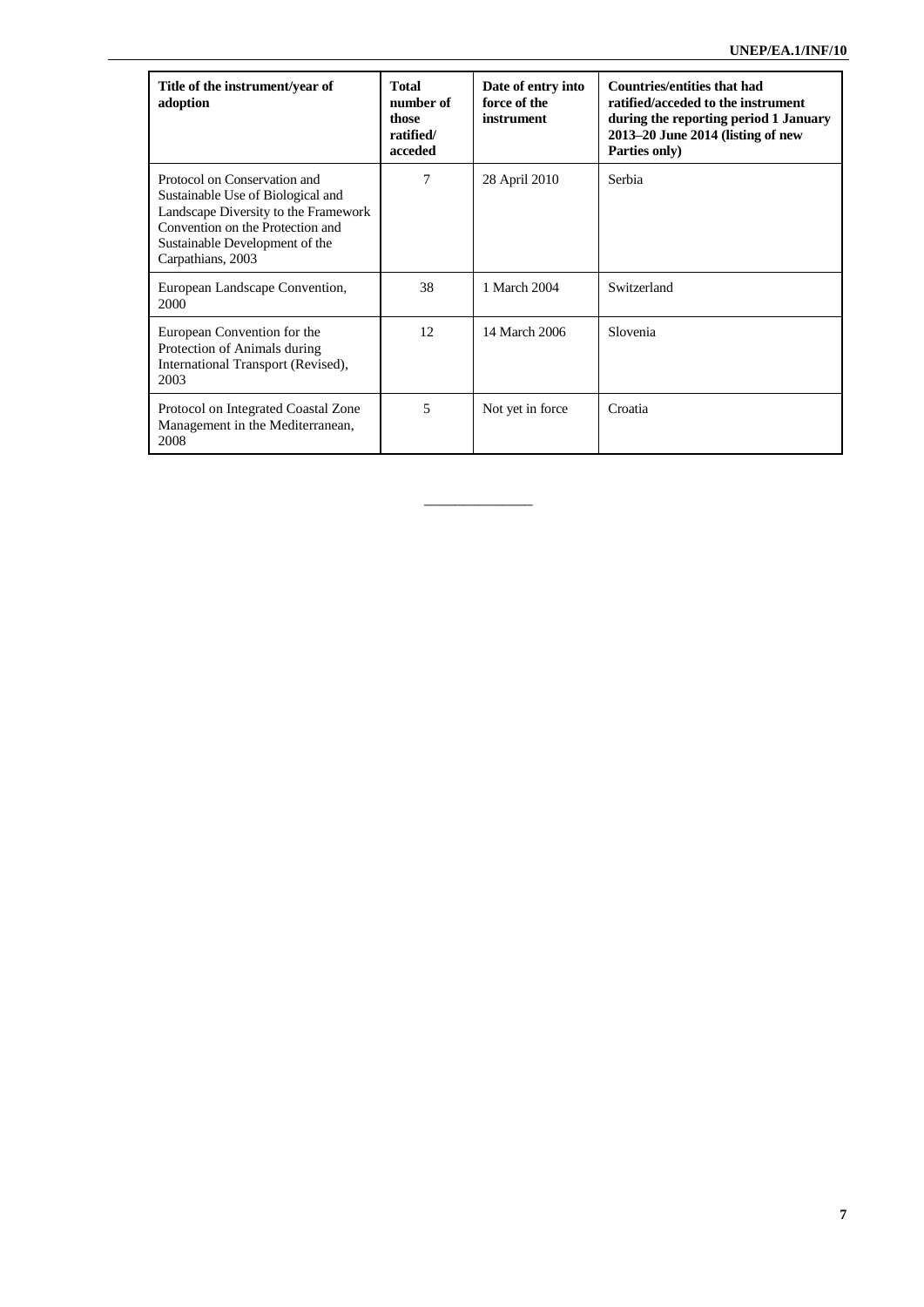| Title of the instrument/year of adoption | Total number of those ratified/ acceded | Date of entry into force of the instrument | Countries/entities that had ratified/acceded to the instrument during the reporting period 1 January 2013–20 June 2014 (listing of new Parties only) |
|---|---|---|---|
| Protocol on Conservation and Sustainable Use of Biological and Landscape Diversity to the Framework Convention on the Protection and Sustainable Development of the Carpathians, 2003 | 7 | 28 April 2010 | Serbia |
| European Landscape Convention, 2000 | 38 | 1 March 2004 | Switzerland |
| European Convention for the Protection of Animals during International Transport (Revised), 2003 | 12 | 14 March 2006 | Slovenia |
| Protocol on Integrated Coastal Zone Management in the Mediterranean, 2008 | 5 | Not yet in force | Croatia |

_______________